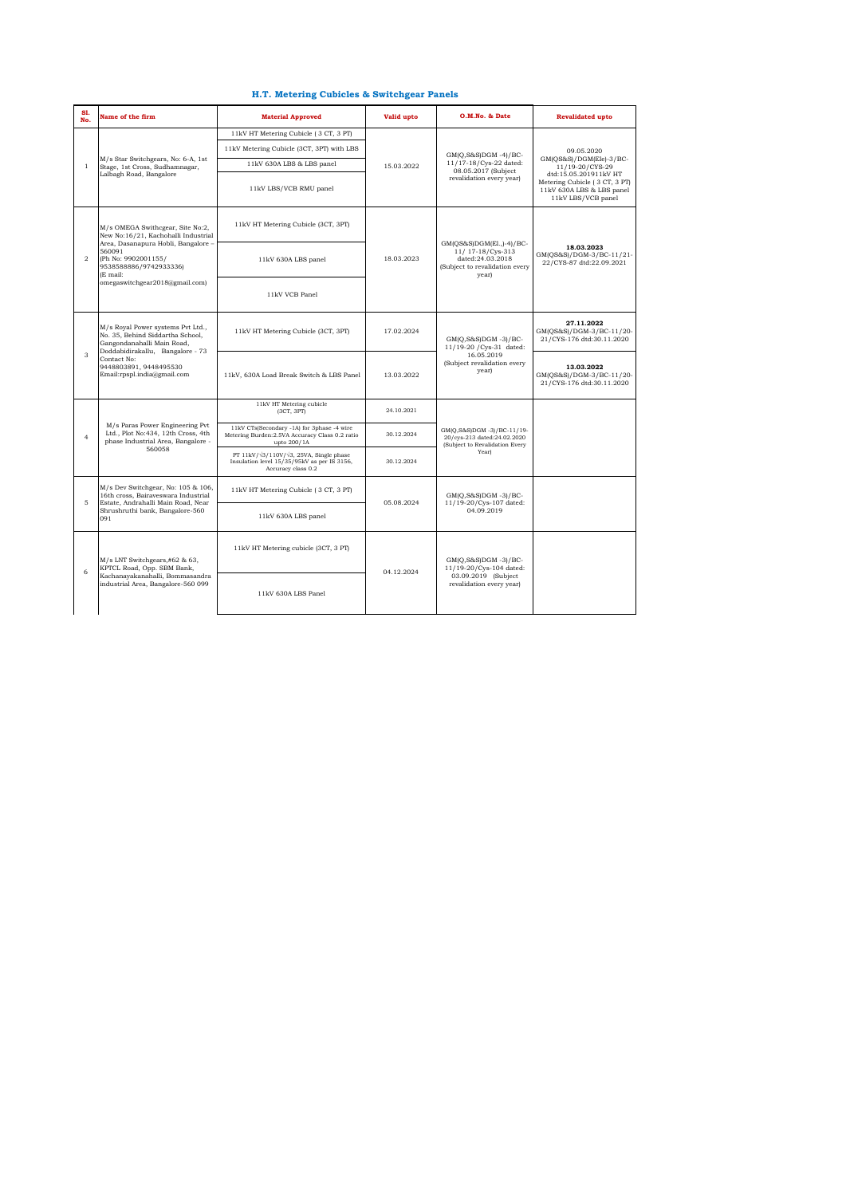## H.T. Metering Cubicles & Switchgear Panels

| Sl. No. | Name of the firm | Material Approved | Valid upto | O.M.No. & Date | Revalidated upto |
|---|---|---|---|---|---|
| 1 | M/s Star Switchgears, No: 6-A, 1st Stage, 1st Cross, Sudhamnagar, Lalbagh Road, Bangalore | 11kV HT Metering Cubicle ( 3 CT, 3 PT) | 15.03.2022 | GM(Q,S&S)DGM -4)/BC-11/17-18/Cys-22 dated: 08.05.2017 (Subject revalidation every year) | 09.05.2020 GM(QS&S)/DGM(Ele)-3/BC-11/19-20/CYS-29 dtd:15.05.201911kV HT Metering Cubicle ( 3 CT, 3 PT) 11kV 630A LBS & LBS panel 11kV LBS/VCB panel |
| | | 11kV Metering Cubicle (3CT, 3PT) with LBS | | | |
| | | 11kV 630A LBS & LBS panel | | | |
| | | 11kV LBS/VCB RMU panel | | | |
| 2 | M/s OMEGA Swithcgear, Site No:2, New No:16/21, Kachohalli Industrial Area, Dasanapura Hobli, Bangalore – 560091 (Ph No: 9902001155/ 9538588886/9742933336) (E mail: omegaswitchgear2018@gmail.com) | 11kV HT Metering Cubicle (3CT, 3PT) | 18.03.2023 | GM(QS&S)DGM(El.,)-4)/BC-11/ 17-18/Cys-313 dated:24.03.2018 (Subject to revalidation every year) | **18.03.2023** GM(QS&S)/DGM-3/BC-11/21-22/CYS-87 dtd:22.09.2021 |
| | | 11kV 630A LBS panel | | | |
| | | 11kV VCB Panel | | | |
| 3 | M/s Royal Power systems Pvt Ltd., No. 35, Behind Siddartha School, Gangondanahalli Main Road, Doddabidirakallu, Bangalore - 73 Contact No: 9448803891, 9448495530 Email:rpspl.india@gmail.com | 11kV HT Metering Cubicle (3CT, 3PT) | 17.02.2024 | GM(Q,S&S)DGM -3)/BC-11/19-20 /Cys-31 dated: 16.05.2019 (Subject revalidation every year) | **27.11.2022** GM(QS&S)/DGM-3/BC-11/20-21/CYS-176 dtd:30.11.2020 |
| | | 11kV, 630A Load Break Switch & LBS Panel | 13.03.2022 | | **13.03.2022** GM(QS&S)/DGM-3/BC-11/20-21/CYS-176 dtd:30.11.2020 |
| 4 | M/s Paras Power Engineering Pvt Ltd., Plot No:434, 12th Cross, 4th phase Industrial Area, Bangalore - 560058 | 11kV HT Metering cubicle (3CT, 3PT) | 24.10.2021 | GM(Q,S&S)DGM -3)/BC-11/19-20/cys-213 dated:24.02.2020 (Subject to Revalidation Every Year) | |
| | | 11kV CTs(Secondary -1A) for 3phase -4 wire Metering Burden:2.5VA Accuracy Class 0.2 ratio upto 200/1A | 30.12.2024 | | |
| | | PT 11kV/√3/110V/√3, 25VA, Single phase Insulation level 15/35/95kV as per IS 3156, Accuracy class 0.2 | 30.12.2024 | | |
| 5 | M/s Dev Switchgear, No: 105 & 106, 16th cross, Bairaveswara Industrial Estate, Andrahalli Main Road, Near Shrushruthi bank, Bangalore-560 091 | 11kV HT Metering Cubicle ( 3 CT, 3 PT) | 05.08.2024 | GM(Q,S&S)DGM -3)/BC-11/19-20/Cys-107 dated: 04.09.2019 | |
| | | 11kV 630A LBS panel | | | |
| 6 | M/s LNT Switchgears,#62 & 63, KPTCL Road, Opp. SBM Bank, Kachanayakanahalli, Bommasandra industrial Area, Bangalore-560 099 | 11kV HT Metering cubicle (3CT, 3 PT) | 04.12.2024 | GM(Q,S&S)DGM -3)/BC-11/19-20/Cys-104 dated: 03.09.2019 (Subject revalidation every year) | |
| | | 11kV 630A LBS Panel | | | |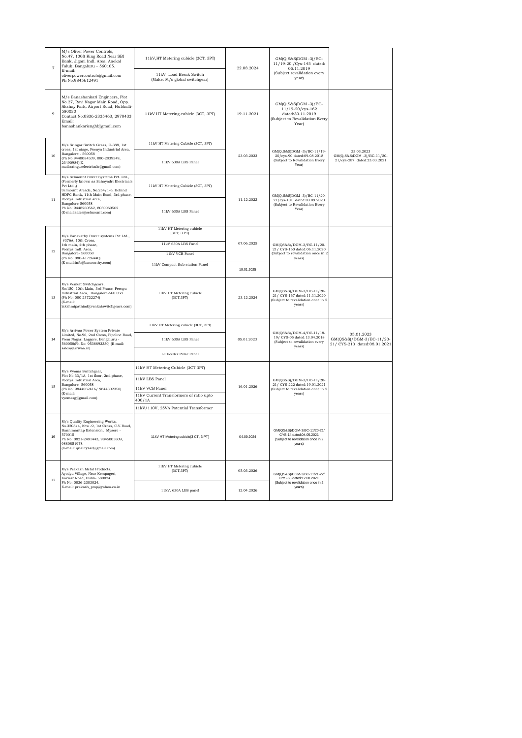| | | | | | |
|---|---|---|---|---|---|
| 7 | M/s Oliver Power Controls, No.47, 100ft Ring Road Near SBI Bank, Jigani Indl. Area, Anekal Taluk, Bangaluru – 560105. E-mail: oliverpowercontrols@gmail.com Ph No:9845612491 | 11kV,HT Metering cubicle (3CT, 3PT)<br>11kV Load Break Switch (Make: M/s global switchgear) | 22.08.2024 | GM(Q,S&S)DGM -3)/BC-11/19-20 /Cys-145 dated: 05.11.2019 (Subject revalidation every year) | |
| 9 | M/s Banashankari Engineers, Plot No.27, Ravi Nagar Main Road, Opp. Akshay Park, Airport Road, Hubballi-580030 Contact No:0836-2335463, 2970433 Email: banashankarienghl@gmail.com | 11kV HT Metering cubicle (3CT, 3PT) | 19.11.2021 | GM(Q,S&S)DGM -3)/BC-11/19-20/cys-162 dated:30.11.2019 (Subject to Revalidation Every Year) | |
| 10 | M/s Sringar Switch Gears, D-388, 1st cross, 1st stage, Peenya Industrial Area, Bangalore - 560058 (Ph No:9448084539, 080-2839549, 23490984)(E-mail:sringarelectricals@gmail.com) | 11kV HT Metering Cubicle (3CT, 3PT)<br>11kV 630A LBS Panel | 23.03.2023 | GM(Q,S&S)DGM -3)/BC-11/19-20/cys-90 dated:09.08.2018 (Subject to Revalidation Every Year) | 23.03.2023 GM(Q,S&S)DGM -3)/BC-11/20-21/cys-287 dated:23.03.2021 |
| 11 | M/s Selmount Power Systems Pvt. Ltd., (Formerly known as Sahayadri Electricals Pvt Ltd.,) Selmount Arcade, No.254/1-6, Behind HDFC Bank, 11th Main Road, 3rd phase, Peenya Industrial area, Bangalore-560058 Ph No: 9448260562, 8050060562 (E-mail:sales@selmount.com) | 11kV HT Metering Cubicle (3CT, 3PT)<br>11kV 630A LBS Panel | 11.12.2022 | GM(Q,S&S)DGM -3)/BC-11/20-21/cys-101 dated:03.09.2020 (Subject to Revalidation Every Year) | |
| 12 | M/s Banavathy Power systems Pvt Ltd., #376A, 10th Cross, 4th main, 4th phase, Peenya Indl. Area, Bangalore- 560058 (Ph No: 080-41726440) (E-mail:info@banavathy.com) | 11kV HT Metering cubicle (3CT, 3 PT)<br>11kV 630A LBS Panel<br>11kV VCB Panel | 07.06.2025 | GM(QS&S)/DGM-3/BC-11/20-21/ CYS-160 dated:06.11.2020 (Subject to revalidation once in 2 years) | |
| | | 11kV Compact Sub station Panel | 19.01.2025 | | |
| 13 | M/s Venkat Switchgears, No:150, 10th Main, 3rd Phase, Peenya Industrial Area, Bangalore-560 058 (Ph No: 080 23722274) (E-mail: lakshmipathiad@venkatswitchgears.com) | 11kV HT Metering cubicle (3CT,3PT) | 23.12.2024 | GM(QS&S)/DGM-3/BC-11/20-21/ CYS-167 dated:11.11.2020 (Subject to revalidation once in 2 years) | |
| 14 | M/s Arrivaa Power System Private Limited, No.96, 2nd Cross, Pipeline Road, Prem Nagar, Laggere, Bengaluru - 560058(Ph No: 9538893330) (E-mail: sales@arrivaa.in) | 11kV HT Metering cubicle (3CT, 3PT)<br>11kV 630A LBS Panel<br>LT Feeder Pillar Panel | 05.01.2023 | GM(QS&S)/DGM-4/BC-11/18-19/ CYS-05 dated:13.04.2018 (Subject to revalidation every years) | 05.01.2023 GM(QS&S)/DGM-3/BC-11/20-21/ CYS-213 dated:08.01.2021 |
| 15 | M/s Vyoma Switchgear, Plot No:33/1A, 1st floor, 2nd phase, Peenya Industrial Area, Bangalore- 560058 (Ph No: 9844062416/ 9844302358) (E-mail: vyomasg@gmail.com) | 11kV HT Metering Cubicle (3CT 3PT)<br>11kV LBS Panel<br>11kV VCB Panel<br>11kV Current Transformers of ratio upto 400/1A<br>11kV/110V, 25VA Potential Transformer | 16.01.2026 | GM(QS&S)/DGM-3/BC-11/20-21/ CYS-222 dated:19.01.2021 (Subject to revalidation once in 2 years) | |
| 16 | M/s Quality Engineering Works, No.3208/4, New -9, 1st Cross, C.V.Road, Bannimantap Extension, Mysore - 570015 Ph No: 0821-2491443, 9845005809, 9880851978 (E-mail: qualitysaif@gmail.com) | 11kV HT Metering cubicle(3 CT, 3 PT) | 04.09.2024 | GM(QS&S)/DGM-3/BC-11/20-21/ CYS-14 dated:04.05.2021 (Subject to revalidation once in 2 years) | |
| 17 | M/s Prakash Metal Products, Ayodya Village, Near Kempageri, Karwar Road, Hubli- 580024 Ph No: 0836-2303024. E-mail: prakash_pmp@yahoo.co.in | 11kV HT Metering cubicle (3CT,3PT) | 05.03.2026 | GM(QS&S)/DGM-3/BC-11/21-22/ CYS-63 dated:12.08.2021 (Subject to revalidation once in 2 years) | |
| | | 11kV, 630A LBS panel | 12.04.2026 | | |